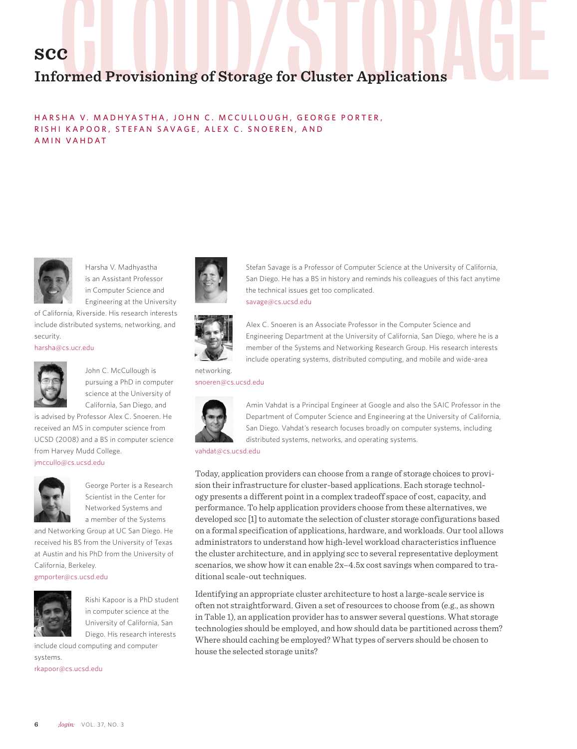# SCC

## Informed Provisioning of Storage for Cluster Applications

HARSHA V. MADHYASTHA, JOHN C. MCCULLOUGH, GEORGE PORTER, RISHI KAPOOR, STEFAN SAVAGE, ALEX C. SNOEREN, AND AMIN VAHDAT

Harsha V. Madhyastha is an Assistant Professor in Computer Science and Engineering at the University of California, Riverside. His research interests include distributed systems, networking, and security.
harsha@cs.ucr.edu

John C. McCullough is pursuing a PhD in computer science at the University of California, San Diego, and is advised by Professor Alex C. Snoeren. He received an MS in computer science from UCSD (2008) and a BS in computer science from Harvey Mudd College.
jmccullo@cs.ucsd.edu

George Porter is a Research Scientist in the Center for Networked Systems and a member of the Systems and Networking Group at UC San Diego. He received his BS from the University of Texas at Austin and his PhD from the University of California, Berkeley.
gmporter@cs.ucsd.edu

Rishi Kapoor is a PhD student in computer science at the University of California, San Diego. His research interests include cloud computing and computer systems.
rkapoor@cs.ucsd.edu

Stefan Savage is a Professor of Computer Science at the University of California, San Diego. He has a BS in history and reminds his colleagues of this fact anytime the technical issues get too complicated.
savage@cs.ucsd.edu

Alex C. Snoeren is an Associate Professor in the Computer Science and Engineering Department at the University of California, San Diego, where he is a member of the Systems and Networking Research Group. His research interests include operating systems, distributed computing, and mobile and wide-area networking.
snoeren@cs.ucsd.edu

Amin Vahdat is a Principal Engineer at Google and also the SAIC Professor in the Department of Computer Science and Engineering at the University of California, San Diego. Vahdat's research focuses broadly on computer systems, including distributed systems, networks, and operating systems.
vahdat@cs.ucsd.edu

Today, application providers can choose from a range of storage choices to provision their infrastructure for cluster-based applications. Each storage technology presents a different point in a complex tradeoff space of cost, capacity, and performance. To help application providers choose from these alternatives, we developed scc [1] to automate the selection of cluster storage configurations based on a formal specification of applications, hardware, and workloads. Our tool allows administrators to understand how high-level workload characteristics influence the cluster architecture, and in applying scc to several representative deployment scenarios, we show how it can enable 2x–4.5x cost savings when compared to traditional scale-out techniques.

Identifying an appropriate cluster architecture to host a large-scale service is often not straightforward. Given a set of resources to choose from (e.g., as shown in Table 1), an application provider has to answer several questions. What storage technologies should be employed, and how should data be partitioned across them? Where should caching be employed? What types of servers should be chosen to house the selected storage units?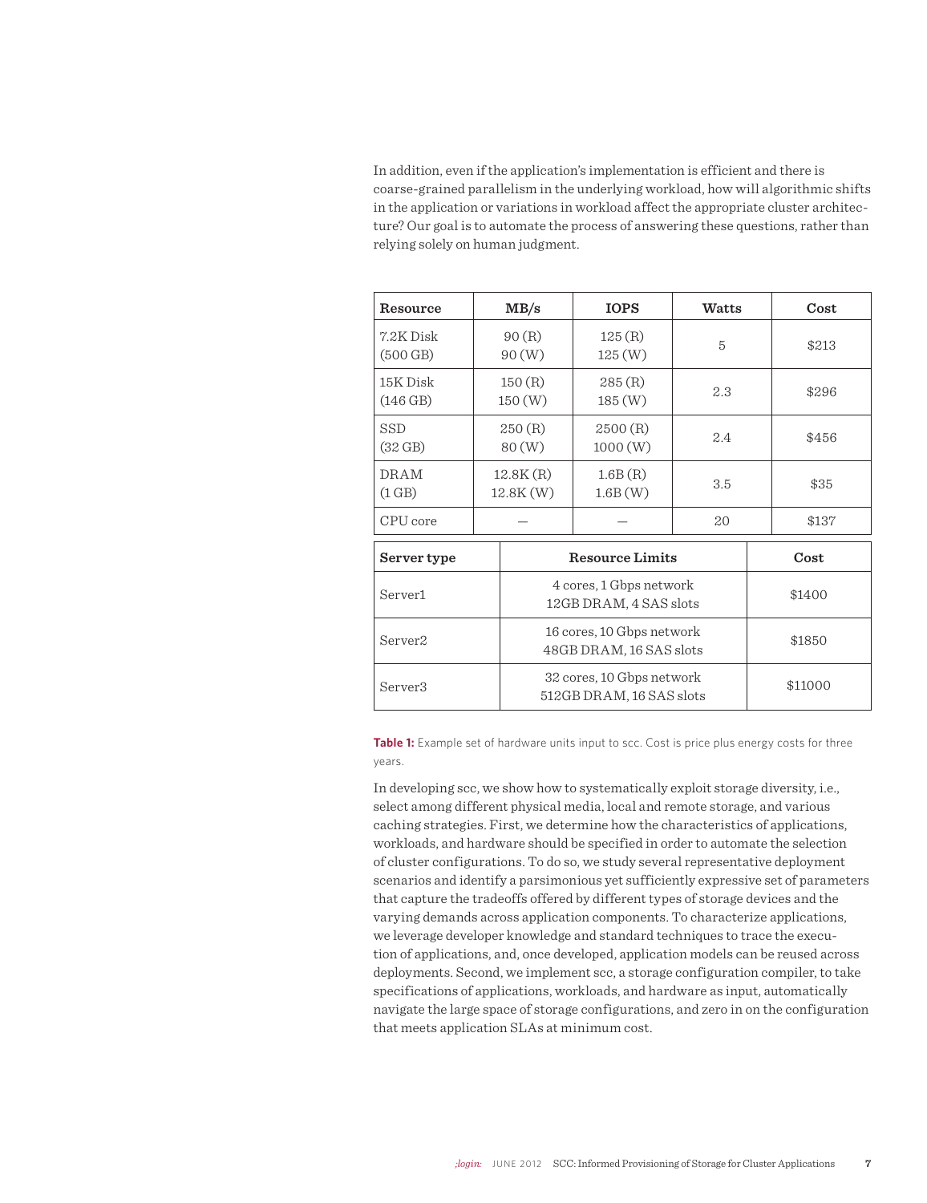In addition, even if the application's implementation is efficient and there is coarse-grained parallelism in the underlying workload, how will algorithmic shifts in the application or variations in workload affect the appropriate cluster architecture? Our goal is to automate the process of answering these questions, rather than relying solely on human judgment.

| Resource | MB/s | IOPS | Watts | Cost |
|---|---|---|---|---|
| 7.2K Disk (500 GB) | 90 (R) 90 (W) | 125 (R) 125 (W) | 5 | $213 |
| 15K Disk (146 GB) | 150 (R) 150 (W) | 285 (R) 185 (W) | 2.3 | $296 |
| SSD (32 GB) | 250 (R) 80 (W) | 2500 (R) 1000 (W) | 2.4 | $456 |
| DRAM (1 GB) | 12.8K (R) 12.8K (W) | 1.6B (R) 1.6B (W) | 3.5 | $35 |
| CPU core | — | — | 20 | $137 |

| Server type | Resource Limits | Cost |
|---|---|---|
| Server1 | 4 cores, 1 Gbps network 12GB DRAM, 4 SAS slots | $1400 |
| Server2 | 16 cores, 10 Gbps network 48GB DRAM, 16 SAS slots | $1850 |
| Server3 | 32 cores, 10 Gbps network 512GB DRAM, 16 SAS slots | $11000 |

**Table 1:** Example set of hardware units input to scc. Cost is price plus energy costs for three years.

In developing scc, we show how to systematically exploit storage diversity, i.e., select among different physical media, local and remote storage, and various caching strategies. First, we determine how the characteristics of applications, workloads, and hardware should be specified in order to automate the selection of cluster configurations. To do so, we study several representative deployment scenarios and identify a parsimonious yet sufficiently expressive set of parameters that capture the tradeoffs offered by different types of storage devices and the varying demands across application components. To characterize applications, we leverage developer knowledge and standard techniques to trace the execution of applications, and, once developed, application models can be reused across deployments. Second, we implement scc, a storage configuration compiler, to take specifications of applications, workloads, and hardware as input, automatically navigate the large space of storage configurations, and zero in on the configuration that meets application SLAs at minimum cost.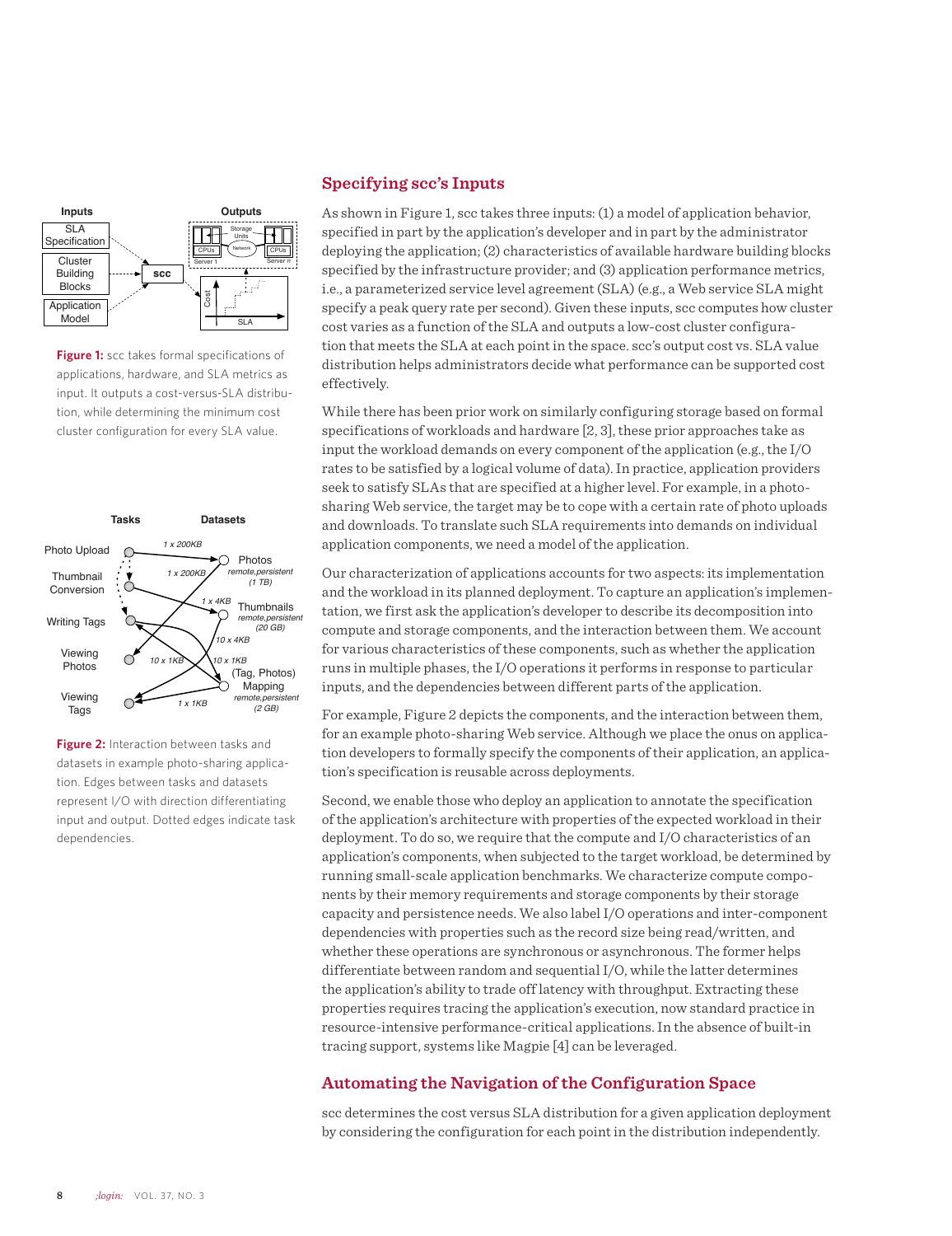## Specifying scc's Inputs

As shown in Figure 1, scc takes three inputs: (1) a model of application behavior, specified in part by the application's developer and in part by the administrator deploying the application; (2) characteristics of available hardware building blocks specified by the infrastructure provider; and (3) application performance metrics, i.e., a parameterized service level agreement (SLA) (e.g., a Web service SLA might specify a peak query rate per second). Given these inputs, scc computes how cluster cost varies as a function of the SLA and outputs a low-cost cluster configuration that meets the SLA at each point in the space. scc's output cost vs. SLA value distribution helps administrators decide what performance can be supported cost effectively.

Figure 1: scc takes formal specifications of applications, hardware, and SLA metrics as input. It outputs a cost-versus-SLA distribution, while determining the minimum cost cluster configuration for every SLA value.

While there has been prior work on similarly configuring storage based on formal specifications of workloads and hardware [2, 3], these prior approaches take as input the workload demands on every component of the application (e.g., the I/O rates to be satisfied by a logical volume of data). In practice, application providers seek to satisfy SLAs that are specified at a higher level. For example, in a photo-sharing Web service, the target may be to cope with a certain rate of photo uploads and downloads. To translate such SLA requirements into demands on individual application components, we need a model of the application.

Our characterization of applications accounts for two aspects: its implementation and the workload in its planned deployment. To capture an application's implementation, we first ask the application's developer to describe its decomposition into compute and storage components, and the interaction between them. We account for various characteristics of these components, such as whether the application runs in multiple phases, the I/O operations it performs in response to particular inputs, and the dependencies between different parts of the application.

For example, Figure 2 depicts the components, and the interaction between them, for an example photo-sharing Web service. Although we place the onus on application developers to formally specify the components of their application, an application's specification is reusable across deployments.

Figure 2: Interaction between tasks and datasets in example photo-sharing application. Edges between tasks and datasets represent I/O with direction differentiating input and output. Dotted edges indicate task dependencies.

Second, we enable those who deploy an application to annotate the specification of the application's architecture with properties of the expected workload in their deployment. To do so, we require that the compute and I/O characteristics of an application's components, when subjected to the target workload, be determined by running small-scale application benchmarks. We characterize compute components by their memory requirements and storage components by their storage capacity and persistence needs. We also label I/O operations and inter-component dependencies with properties such as the record size being read/written, and whether these operations are synchronous or asynchronous. The former helps differentiate between random and sequential I/O, while the latter determines the application's ability to trade off latency with throughput. Extracting these properties requires tracing the application's execution, now standard practice in resource-intensive performance-critical applications. In the absence of built-in tracing support, systems like Magpie [4] can be leveraged.

## Automating the Navigation of the Configuration Space

scc determines the cost versus SLA distribution for a given application deployment by considering the configuration for each point in the distribution independently.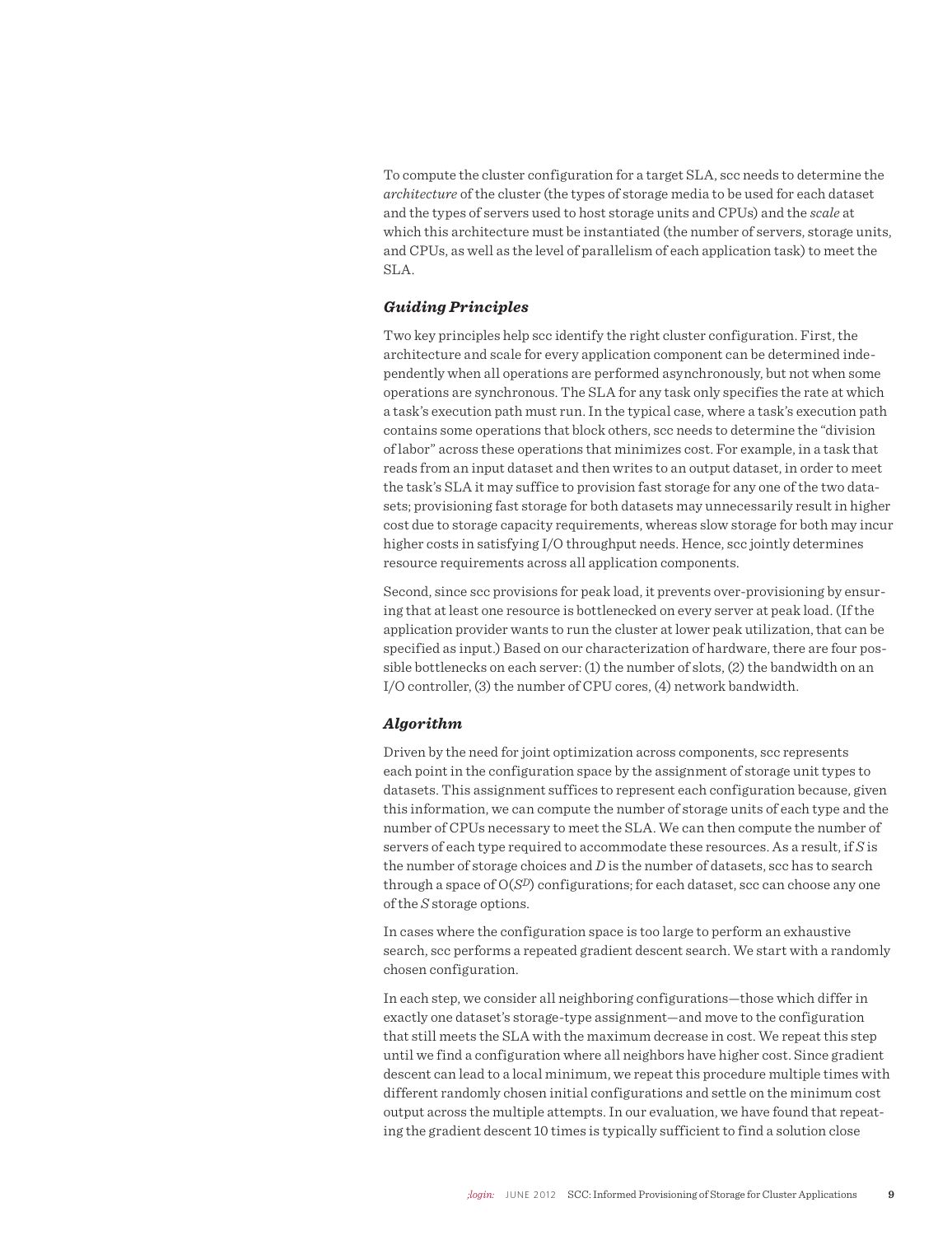To compute the cluster configuration for a target SLA, scc needs to determine the *architecture* of the cluster (the types of storage media to be used for each dataset and the types of servers used to host storage units and CPUs) and the *scale* at which this architecture must be instantiated (the number of servers, storage units, and CPUs, as well as the level of parallelism of each application task) to meet the SLA.

### *Guiding Principles*

Two key principles help scc identify the right cluster configuration. First, the architecture and scale for every application component can be determined independently when all operations are performed asynchronously, but not when some operations are synchronous. The SLA for any task only specifies the rate at which a task's execution path must run. In the typical case, where a task's execution path contains some operations that block others, scc needs to determine the "division of labor" across these operations that minimizes cost. For example, in a task that reads from an input dataset and then writes to an output dataset, in order to meet the task's SLA it may suffice to provision fast storage for any one of the two datasets; provisioning fast storage for both datasets may unnecessarily result in higher cost due to storage capacity requirements, whereas slow storage for both may incur higher costs in satisfying I/O throughput needs. Hence, scc jointly determines resource requirements across all application components.

Second, since scc provisions for peak load, it prevents over-provisioning by ensuring that at least one resource is bottlenecked on every server at peak load. (If the application provider wants to run the cluster at lower peak utilization, that can be specified as input.) Based on our characterization of hardware, there are four possible bottlenecks on each server: (1) the number of slots, (2) the bandwidth on an I/O controller, (3) the number of CPU cores, (4) network bandwidth.

### *Algorithm*

Driven by the need for joint optimization across components, scc represents each point in the configuration space by the assignment of storage unit types to datasets. This assignment suffices to represent each configuration because, given this information, we can compute the number of storage units of each type and the number of CPUs necessary to meet the SLA. We can then compute the number of servers of each type required to accommodate these resources. As a result, if $S$ is the number of storage choices and $D$ is the number of datasets, scc has to search through a space of $O(S^D)$ configurations; for each dataset, scc can choose any one of the $S$ storage options.

In cases where the configuration space is too large to perform an exhaustive search, scc performs a repeated gradient descent search. We start with a randomly chosen configuration.

In each step, we consider all neighboring configurations—those which differ in exactly one dataset's storage-type assignment—and move to the configuration that still meets the SLA with the maximum decrease in cost. We repeat this step until we find a configuration where all neighbors have higher cost. Since gradient descent can lead to a local minimum, we repeat this procedure multiple times with different randomly chosen initial configurations and settle on the minimum cost output across the multiple attempts. In our evaluation, we have found that repeating the gradient descent 10 times is typically sufficient to find a solution close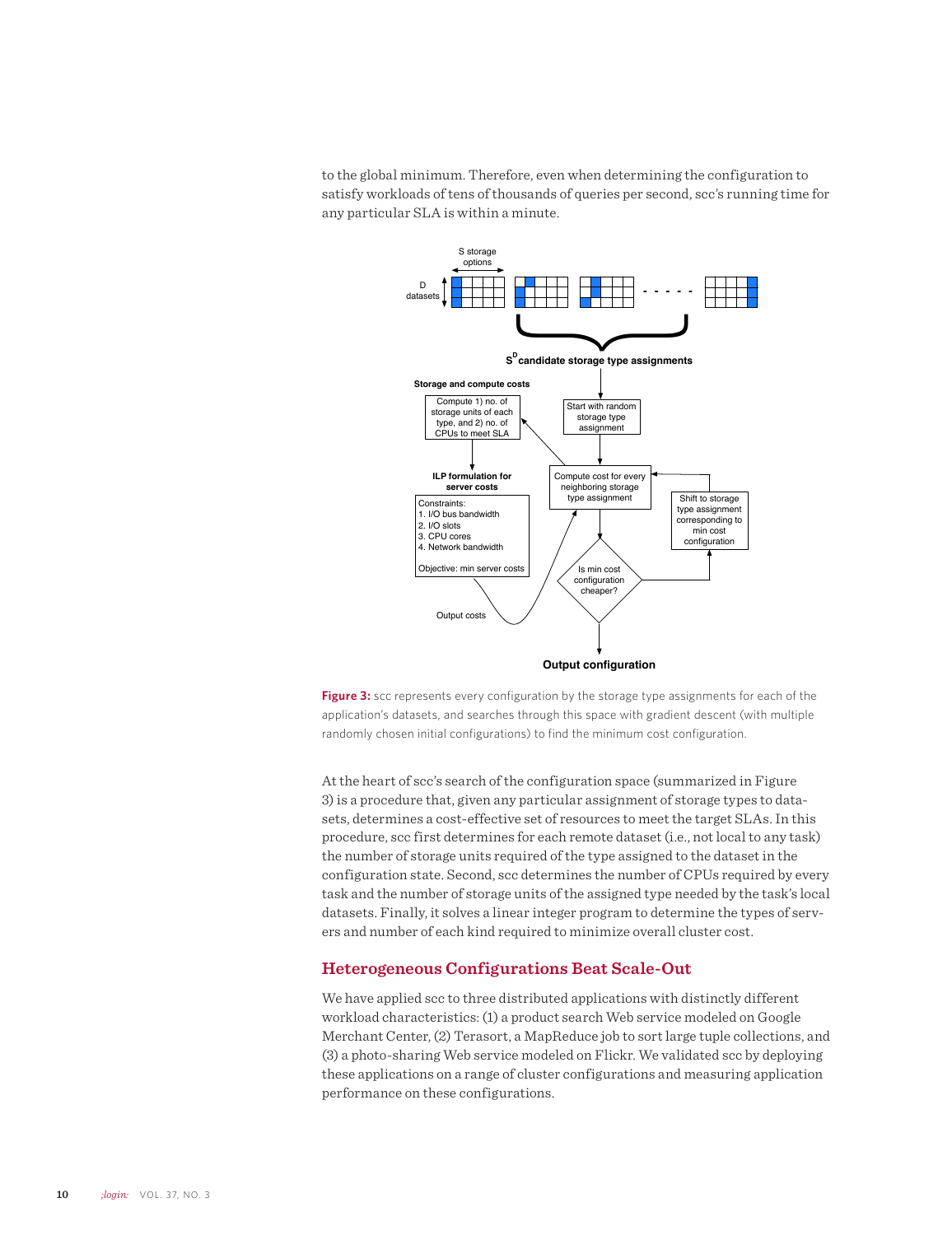to the global minimum. Therefore, even when determining the configuration to satisfy workloads of tens of thousands of queries per second, scc's running time for any particular SLA is within a minute.

**Figure 3:** scc represents every configuration by the storage type assignments for each of the application's datasets, and searches through this space with gradient descent (with multiple randomly chosen initial configurations) to find the minimum cost configuration.

At the heart of scc's search of the configuration space (summarized in Figure 3) is a procedure that, given any particular assignment of storage types to datasets, determines a cost-effective set of resources to meet the target SLAs. In this procedure, scc first determines for each remote dataset (i.e., not local to any task) the number of storage units required of the type assigned to the dataset in the configuration state. Second, scc determines the number of CPUs required by every task and the number of storage units of the assigned type needed by the task's local datasets. Finally, it solves a linear integer program to determine the types of servers and number of each kind required to minimize overall cluster cost.

## Heterogeneous Configurations Beat Scale-Out

We have applied scc to three distributed applications with distinctly different workload characteristics: (1) a product search Web service modeled on Google Merchant Center, (2) Terasort, a MapReduce job to sort large tuple collections, and (3) a photo-sharing Web service modeled on Flickr. We validated scc by deploying these applications on a range of cluster configurations and measuring application performance on these configurations.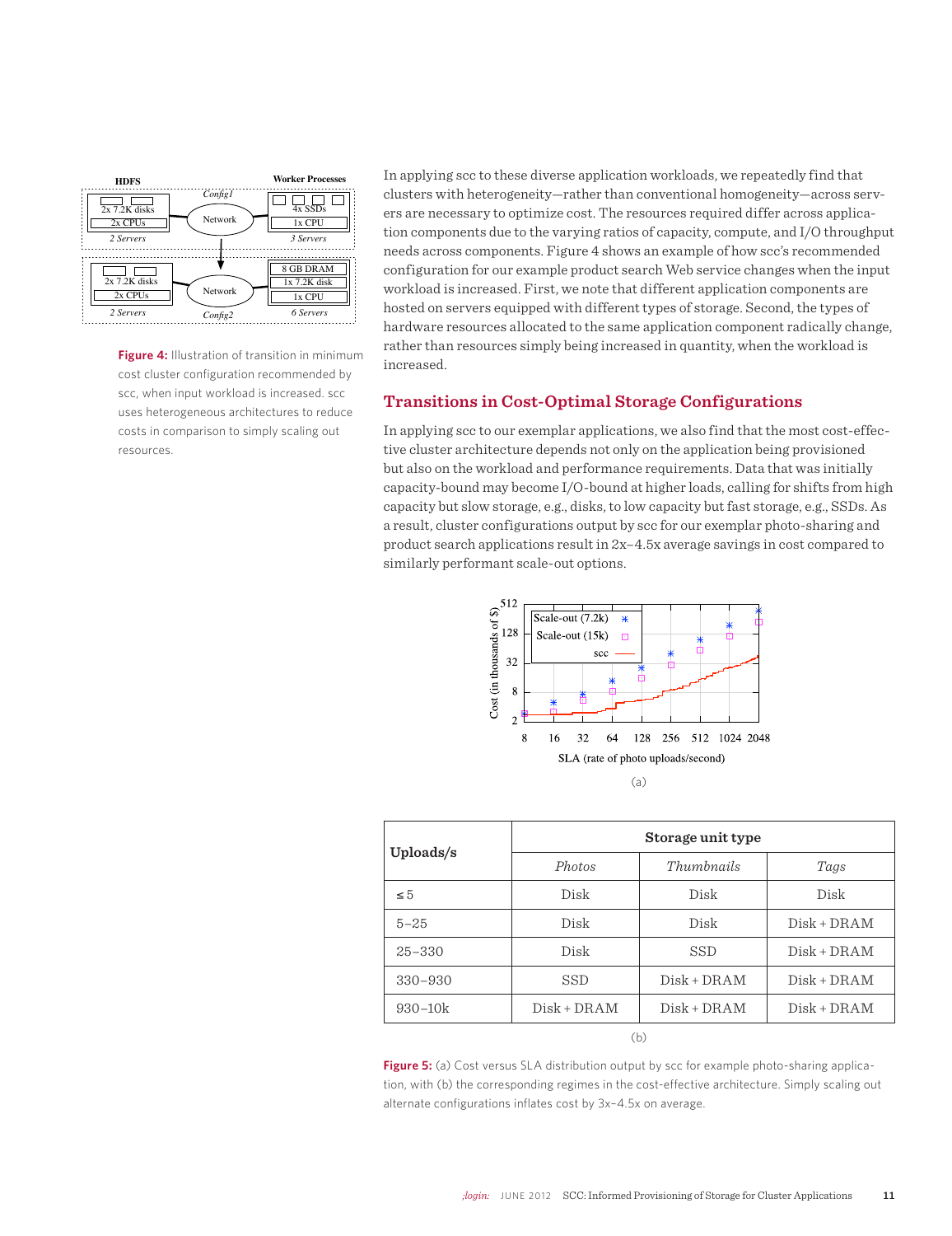Figure 4: Illustration of transition in minimum cost cluster configuration recommended by scc, when input workload is increased. scc uses heterogeneous architectures to reduce costs in comparison to simply scaling out resources.

In applying scc to these diverse application workloads, we repeatedly find that clusters with heterogeneity—rather than conventional homogeneity—across servers are necessary to optimize cost. The resources required differ across application components due to the varying ratios of capacity, compute, and I/O throughput needs across components. Figure 4 shows an example of how scc's recommended configuration for our example product search Web service changes when the input workload is increased. First, we note that different application components are hosted on servers equipped with different types of storage. Second, the types of hardware resources allocated to the same application component radically change, rather than resources simply being increased in quantity, when the workload is increased.

## Transitions in Cost-Optimal Storage Configurations

In applying scc to our exemplar applications, we also find that the most cost-effective cluster architecture depends not only on the application being provisioned but also on the workload and performance requirements. Data that was initially capacity-bound may become I/O-bound at higher loads, calling for shifts from high capacity but slow storage, e.g., disks, to low capacity but fast storage, e.g., SSDs. As a result, cluster configurations output by scc for our exemplar photo-sharing and product search applications result in 2x–4.5x average savings in cost compared to similarly performant scale-out options.

(a)

| Uploads/s | Storage unit type | | |
|---|---|---|---|
| | *Photos* | *Thumbnails* | *Tags* |
| ≤ 5 | Disk | Disk | Disk |
| 5–25 | Disk | Disk | Disk + DRAM |
| 25–330 | Disk | SSD | Disk + DRAM |
| 330–930 | SSD | Disk + DRAM | Disk + DRAM |
| 930–10k | Disk + DRAM | Disk + DRAM | Disk + DRAM |

(b)

Figure 5: (a) Cost versus SLA distribution output by scc for example photo-sharing application, with (b) the corresponding regimes in the cost-effective architecture. Simply scaling out alternate configurations inflates cost by 3x–4.5x on average.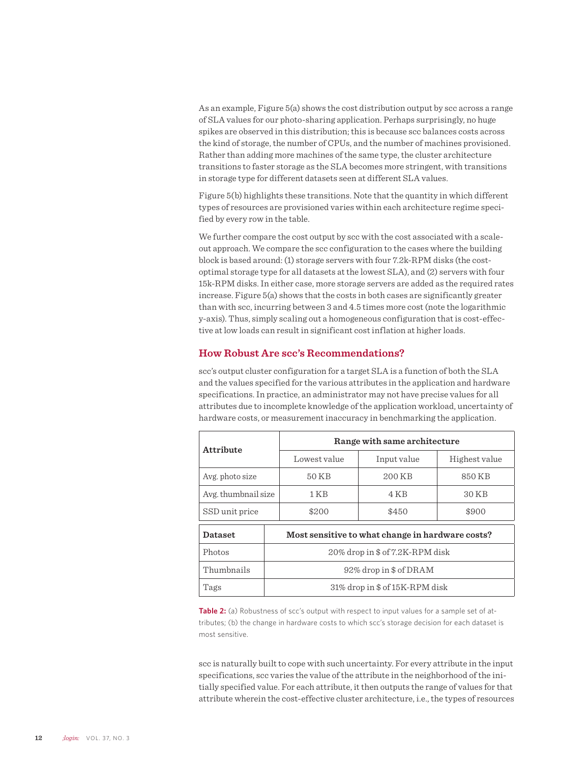As an example, Figure 5(a) shows the cost distribution output by scc across a range of SLA values for our photo-sharing application. Perhaps surprisingly, no huge spikes are observed in this distribution; this is because scc balances costs across the kind of storage, the number of CPUs, and the number of machines provisioned. Rather than adding more machines of the same type, the cluster architecture transitions to faster storage as the SLA becomes more stringent, with transitions in storage type for different datasets seen at different SLA values.

Figure 5(b) highlights these transitions. Note that the quantity in which different types of resources are provisioned varies within each architecture regime specified by every row in the table.

We further compare the cost output by scc with the cost associated with a scale-out approach. We compare the scc configuration to the cases where the building block is based around: (1) storage servers with four 7.2k-RPM disks (the cost-optimal storage type for all datasets at the lowest SLA), and (2) servers with four 15k-RPM disks. In either case, more storage servers are added as the required rates increase. Figure 5(a) shows that the costs in both cases are significantly greater than with scc, incurring between 3 and 4.5 times more cost (note the logarithmic y-axis). Thus, simply scaling out a homogeneous configuration that is cost-effective at low loads can result in significant cost inflation at higher loads.

## How Robust Are scc's Recommendations?

scc's output cluster configuration for a target SLA is a function of both the SLA and the values specified for the various attributes in the application and hardware specifications. In practice, an administrator may not have precise values for all attributes due to incomplete knowledge of the application workload, uncertainty of hardware costs, or measurement inaccuracy in benchmarking the application.

| Attribute | Range with same architecture | | |
|---|---|---|---|
| | Lowest value | Input value | Highest value |
| Avg. photo size | 50 KB | 200 KB | 850 KB |
| Avg. thumbnail size | 1 KB | 4 KB | 30 KB |
| SSD unit price | $200 | $450 | $900 |

| Dataset | Most sensitive to what change in hardware costs? |
|---|---|
| Photos | 20% drop in $ of 7.2K-RPM disk |
| Thumbnails | 92% drop in $ of DRAM |
| Tags | 31% drop in $ of 15K-RPM disk |

**Table 2:** (a) Robustness of scc's output with respect to input values for a sample set of attributes; (b) the change in hardware costs to which scc's storage decision for each dataset is most sensitive.

scc is naturally built to cope with such uncertainty. For every attribute in the input specifications, scc varies the value of the attribute in the neighborhood of the initially specified value. For each attribute, it then outputs the range of values for that attribute wherein the cost-effective cluster architecture, i.e., the types of resources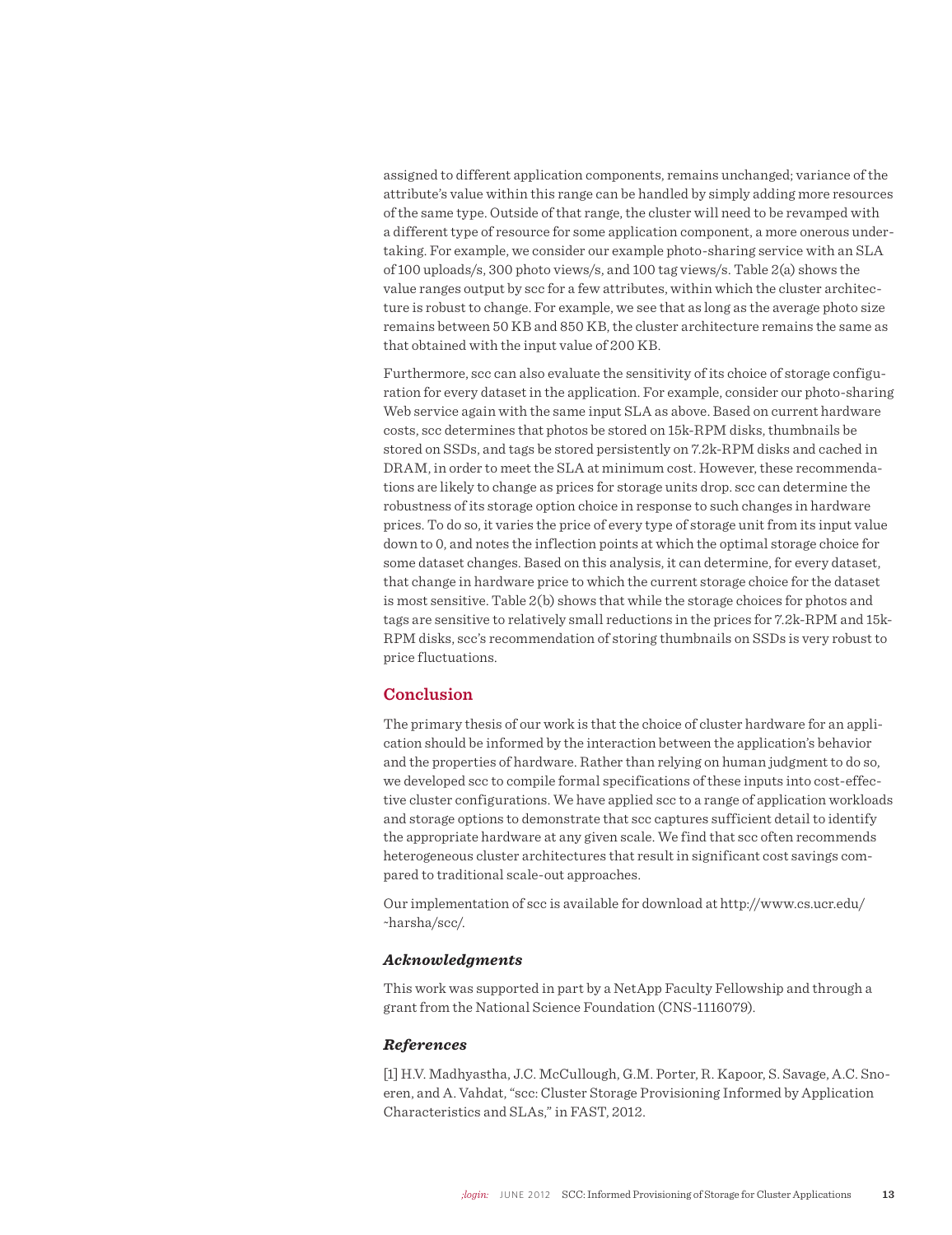assigned to different application components, remains unchanged; variance of the attribute's value within this range can be handled by simply adding more resources of the same type. Outside of that range, the cluster will need to be revamped with a different type of resource for some application component, a more onerous undertaking. For example, we consider our example photo-sharing service with an SLA of 100 uploads/s, 300 photo views/s, and 100 tag views/s. Table 2(a) shows the value ranges output by scc for a few attributes, within which the cluster architecture is robust to change. For example, we see that as long as the average photo size remains between 50 KB and 850 KB, the cluster architecture remains the same as that obtained with the input value of 200 KB.

Furthermore, scc can also evaluate the sensitivity of its choice of storage configuration for every dataset in the application. For example, consider our photo-sharing Web service again with the same input SLA as above. Based on current hardware costs, scc determines that photos be stored on 15k-RPM disks, thumbnails be stored on SSDs, and tags be stored persistently on 7.2k-RPM disks and cached in DRAM, in order to meet the SLA at minimum cost. However, these recommendations are likely to change as prices for storage units drop. scc can determine the robustness of its storage option choice in response to such changes in hardware prices. To do so, it varies the price of every type of storage unit from its input value down to 0, and notes the inflection points at which the optimal storage choice for some dataset changes. Based on this analysis, it can determine, for every dataset, that change in hardware price to which the current storage choice for the dataset is most sensitive. Table 2(b) shows that while the storage choices for photos and tags are sensitive to relatively small reductions in the prices for 7.2k-RPM and 15k-RPM disks, scc's recommendation of storing thumbnails on SSDs is very robust to price fluctuations.

## Conclusion

The primary thesis of our work is that the choice of cluster hardware for an application should be informed by the interaction between the application's behavior and the properties of hardware. Rather than relying on human judgment to do so, we developed scc to compile formal specifications of these inputs into cost-effective cluster configurations. We have applied scc to a range of application workloads and storage options to demonstrate that scc captures sufficient detail to identify the appropriate hardware at any given scale. We find that scc often recommends heterogeneous cluster architectures that result in significant cost savings compared to traditional scale-out approaches.

Our implementation of scc is available for download at http://www.cs.ucr.edu/~harsha/scc/.

### *Acknowledgments*

This work was supported in part by a NetApp Faculty Fellowship and through a grant from the National Science Foundation (CNS-1116079).

### *References*

[1] H.V. Madhyastha, J.C. McCullough, G.M. Porter, R. Kapoor, S. Savage, A.C. Snoeren, and A. Vahdat, "scc: Cluster Storage Provisioning Informed by Application Characteristics and SLAs," in FAST, 2012.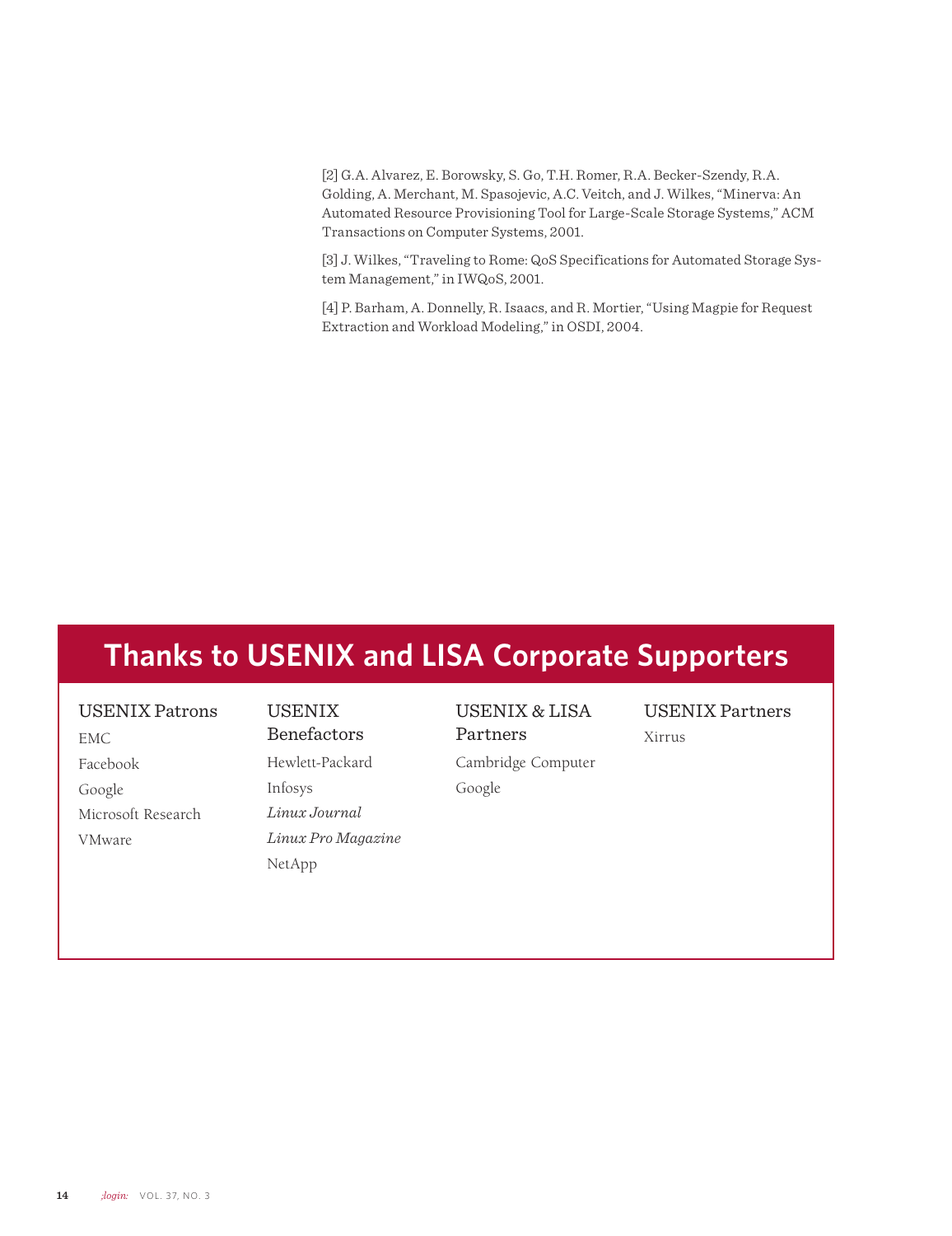[2] G.A. Alvarez, E. Borowsky, S. Go, T.H. Romer, R.A. Becker-Szendy, R.A. Golding, A. Merchant, M. Spasojevic, A.C. Veitch, and J. Wilkes, "Minerva: An Automated Resource Provisioning Tool for Large-Scale Storage Systems," ACM Transactions on Computer Systems, 2001.

[3] J. Wilkes, "Traveling to Rome: QoS Specifications for Automated Storage System Management," in IWQoS, 2001.

[4] P. Barham, A. Donnelly, R. Isaacs, and R. Mortier, "Using Magpie for Request Extraction and Workload Modeling," in OSDI, 2004.

## Thanks to USENIX and LISA Corporate Supporters

### USENIX Patrons

EMC
Facebook
Google
Microsoft Research
VMware

### USENIX Benefactors

Hewlett-Packard
Infosys
*Linux Journal*
*Linux Pro Magazine*
NetApp

### USENIX & LISA Partners

Cambridge Computer
Google

### USENIX Partners

Xirrus